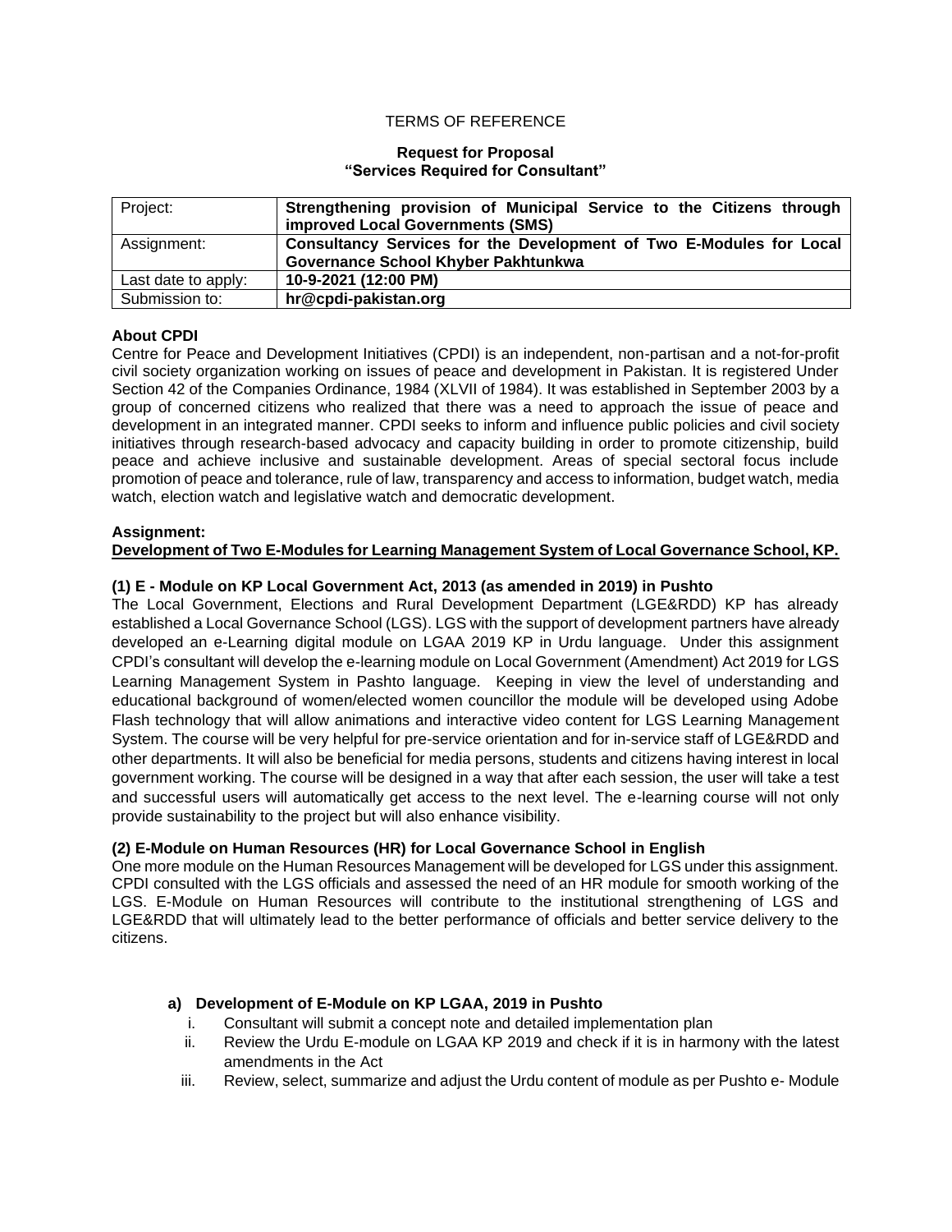TERMS OF REFERENCE

**Request for Proposal**
**"Services Required for Consultant"**

| Project: | **Strengthening provision of Municipal Service to the Citizens through improved Local Governments (SMS)** |
|---|---|
| Assignment: | **Consultancy Services for the Development of Two E-Modules for Local Governance School Khyber Pakhtunkwa** |
| Last date to apply: | **10-9-2021 (12:00 PM)** |
| Submission to: | **hr@cpdi-pakistan.org** |

**About CPDI**

Centre for Peace and Development Initiatives (CPDI) is an independent, non-partisan and a not-for-profit civil society organization working on issues of peace and development in Pakistan. It is registered Under Section 42 of the Companies Ordinance, 1984 (XLVII of 1984). It was established in September 2003 by a group of concerned citizens who realized that there was a need to approach the issue of peace and development in an integrated manner. CPDI seeks to inform and influence public policies and civil society initiatives through research-based advocacy and capacity building in order to promote citizenship, build peace and achieve inclusive and sustainable development. Areas of special sectoral focus include promotion of peace and tolerance, rule of law, transparency and access to information, budget watch, media watch, election watch and legislative watch and democratic development.

**Assignment:**

**<u>Development of Two E-Modules for Learning Management System of Local Governance School, KP.</u>**

**(1) E - Module on KP Local Government Act, 2013 (as amended in 2019) in Pushto**

The Local Government, Elections and Rural Development Department (LGE&RDD) KP has already established a Local Governance School (LGS). LGS with the support of development partners have already developed an e-Learning digital module on LGAA 2019 KP in Urdu language. Under this assignment CPDI's consultant will develop the e-learning module on Local Government (Amendment) Act 2019 for LGS Learning Management System in Pashto language. Keeping in view the level of understanding and educational background of women/elected women councillor the module will be developed using Adobe Flash technology that will allow animations and interactive video content for LGS Learning Management System. The course will be very helpful for pre-service orientation and for in-service staff of LGE&RDD and other departments. It will also be beneficial for media persons, students and citizens having interest in local government working. The course will be designed in a way that after each session, the user will take a test and successful users will automatically get access to the next level. The e-learning course will not only provide sustainability to the project but will also enhance visibility.

**(2) E-Module on Human Resources (HR) for Local Governance School in English**

One more module on the Human Resources Management will be developed for LGS under this assignment. CPDI consulted with the LGS officials and assessed the need of an HR module for smooth working of the LGS. E-Module on Human Resources will contribute to the institutional strengthening of LGS and LGE&RDD that will ultimately lead to the better performance of officials and better service delivery to the citizens.

**a) Development of E-Module on KP LGAA, 2019 in Pushto**

i. Consultant will submit a concept note and detailed implementation plan
ii. Review the Urdu E-module on LGAA KP 2019 and check if it is in harmony with the latest amendments in the Act
iii. Review, select, summarize and adjust the Urdu content of module as per Pushto e- Module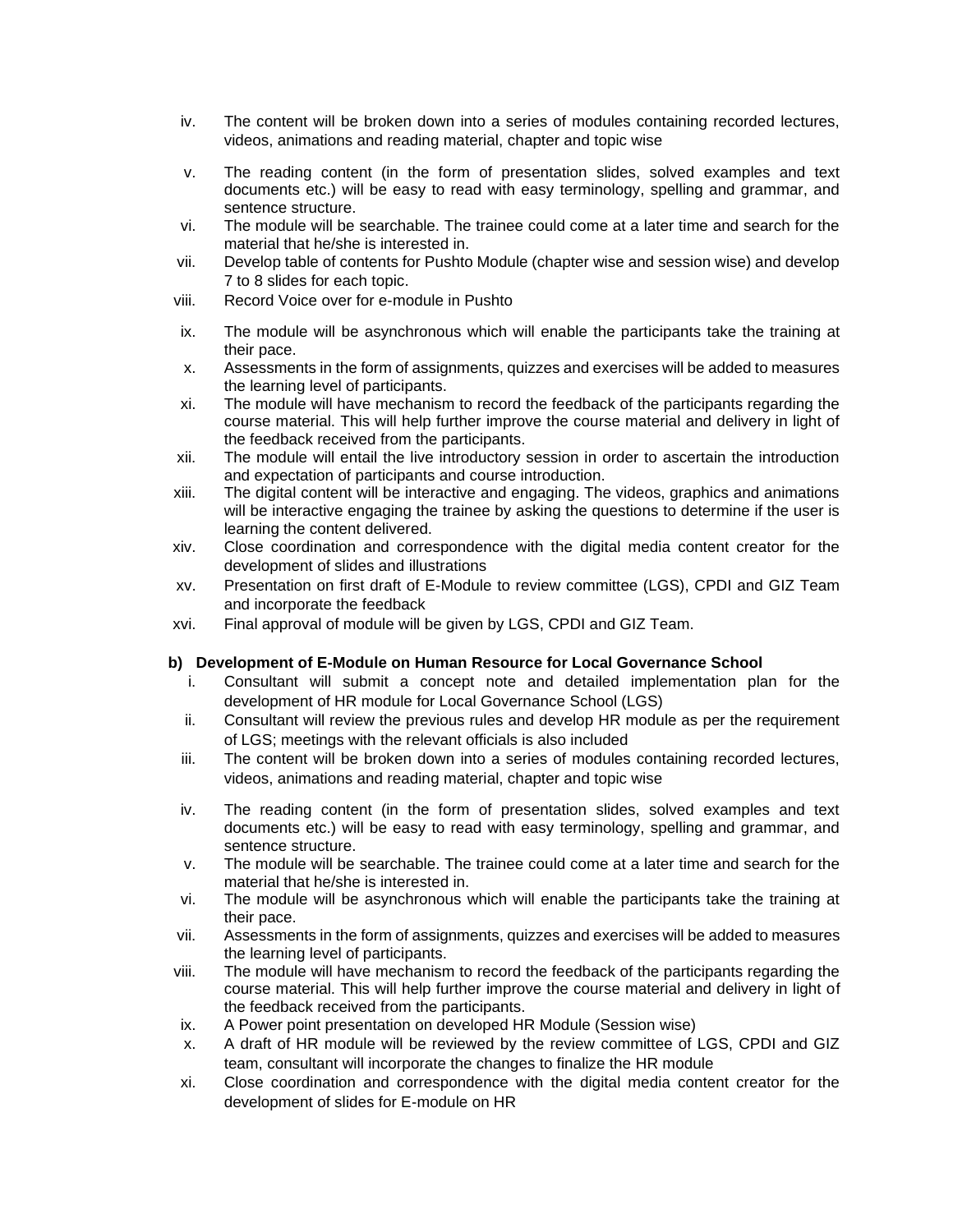iv. The content will be broken down into a series of modules containing recorded lectures, videos, animations and reading material, chapter and topic wise

v. The reading content (in the form of presentation slides, solved examples and text documents etc.) will be easy to read with easy terminology, spelling and grammar, and sentence structure.

vi. The module will be searchable. The trainee could come at a later time and search for the material that he/she is interested in.

vii. Develop table of contents for Pushto Module (chapter wise and session wise) and develop 7 to 8 slides for each topic.

viii. Record Voice over for e-module in Pushto

ix. The module will be asynchronous which will enable the participants take the training at their pace.

x. Assessments in the form of assignments, quizzes and exercises will be added to measures the learning level of participants.

xi. The module will have mechanism to record the feedback of the participants regarding the course material. This will help further improve the course material and delivery in light of the feedback received from the participants.

xii. The module will entail the live introductory session in order to ascertain the introduction and expectation of participants and course introduction.

xiii. The digital content will be interactive and engaging. The videos, graphics and animations will be interactive engaging the trainee by asking the questions to determine if the user is learning the content delivered.

xiv. Close coordination and correspondence with the digital media content creator for the development of slides and illustrations

xv. Presentation on first draft of E-Module to review committee (LGS), CPDI and GIZ Team and incorporate the feedback

xvi. Final approval of module will be given by LGS, CPDI and GIZ Team.

**b) Development of E-Module on Human Resource for Local Governance School**

i. Consultant will submit a concept note and detailed implementation plan for the development of HR module for Local Governance School (LGS)

ii. Consultant will review the previous rules and develop HR module as per the requirement of LGS; meetings with the relevant officials is also included

iii. The content will be broken down into a series of modules containing recorded lectures, videos, animations and reading material, chapter and topic wise

iv. The reading content (in the form of presentation slides, solved examples and text documents etc.) will be easy to read with easy terminology, spelling and grammar, and sentence structure.

v. The module will be searchable. The trainee could come at a later time and search for the material that he/she is interested in.

vi. The module will be asynchronous which will enable the participants take the training at their pace.

vii. Assessments in the form of assignments, quizzes and exercises will be added to measures the learning level of participants.

viii. The module will have mechanism to record the feedback of the participants regarding the course material. This will help further improve the course material and delivery in light of the feedback received from the participants.

ix. A Power point presentation on developed HR Module (Session wise)

x. A draft of HR module will be reviewed by the review committee of LGS, CPDI and GIZ team, consultant will incorporate the changes to finalize the HR module

xi. Close coordination and correspondence with the digital media content creator for the development of slides for E-module on HR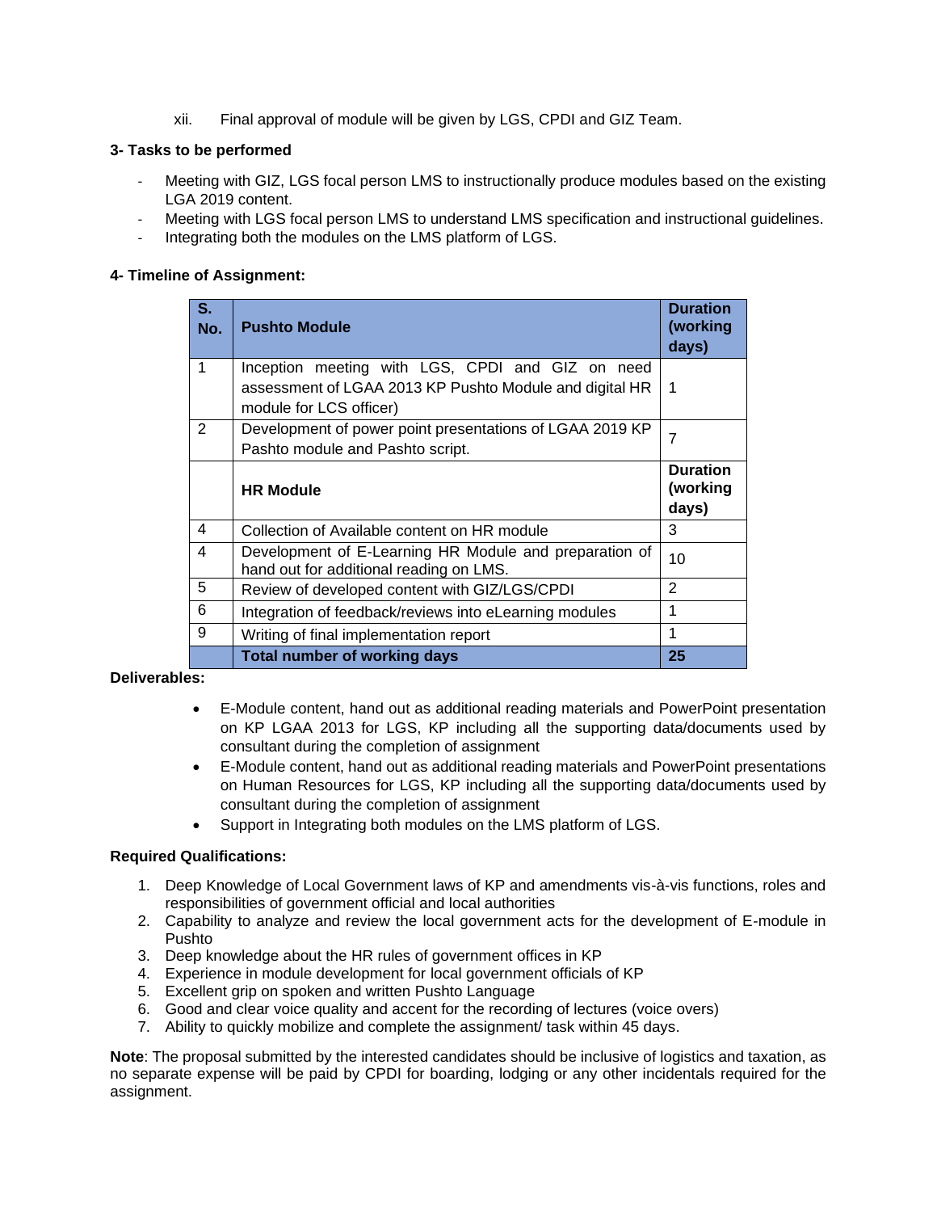xii. Final approval of module will be given by LGS, CPDI and GIZ Team.

**3- Tasks to be performed**

- Meeting with GIZ, LGS focal person LMS to instructionally produce modules based on the existing LGA 2019 content.
- Meeting with LGS focal person LMS to understand LMS specification and instructional guidelines.
- Integrating both the modules on the LMS platform of LGS.

**4- Timeline of Assignment:**

| S. No. | Pushto Module | Duration (working days) |
|---|---|---|
| 1 | Inception meeting with LGS, CPDI and GIZ on need assessment of LGAA 2013 KP Pushto Module and digital HR module for LCS officer) | 1 |
| 2 | Development of power point presentations of LGAA 2019 KP Pashto module and Pashto script. | 7 |
| | **HR Module** | **Duration (working days)** |
| 4 | Collection of Available content on HR module | 3 |
| 4 | Development of E-Learning HR Module and preparation of hand out for additional reading on LMS. | 10 |
| 5 | Review of developed content with GIZ/LGS/CPDI | 2 |
| 6 | Integration of feedback/reviews into eLearning modules | 1 |
| 9 | Writing of final implementation report | 1 |
| | **Total number of working days** | **25** |

**Deliverables:**

- E-Module content, hand out as additional reading materials and PowerPoint presentation on KP LGAA 2013 for LGS, KP including all the supporting data/documents used by consultant during the completion of assignment
- E-Module content, hand out as additional reading materials and PowerPoint presentations on Human Resources for LGS, KP including all the supporting data/documents used by consultant during the completion of assignment
- Support in Integrating both modules on the LMS platform of LGS.

**Required Qualifications:**

1. Deep Knowledge of Local Government laws of KP and amendments vis-à-vis functions, roles and responsibilities of government official and local authorities
2. Capability to analyze and review the local government acts for the development of E-module in Pushto
3. Deep knowledge about the HR rules of government offices in KP
4. Experience in module development for local government officials of KP
5. Excellent grip on spoken and written Pushto Language
6. Good and clear voice quality and accent for the recording of lectures (voice overs)
7. Ability to quickly mobilize and complete the assignment/ task within 45 days.

**Note**: The proposal submitted by the interested candidates should be inclusive of logistics and taxation, as no separate expense will be paid by CPDI for boarding, lodging or any other incidentals required for the assignment.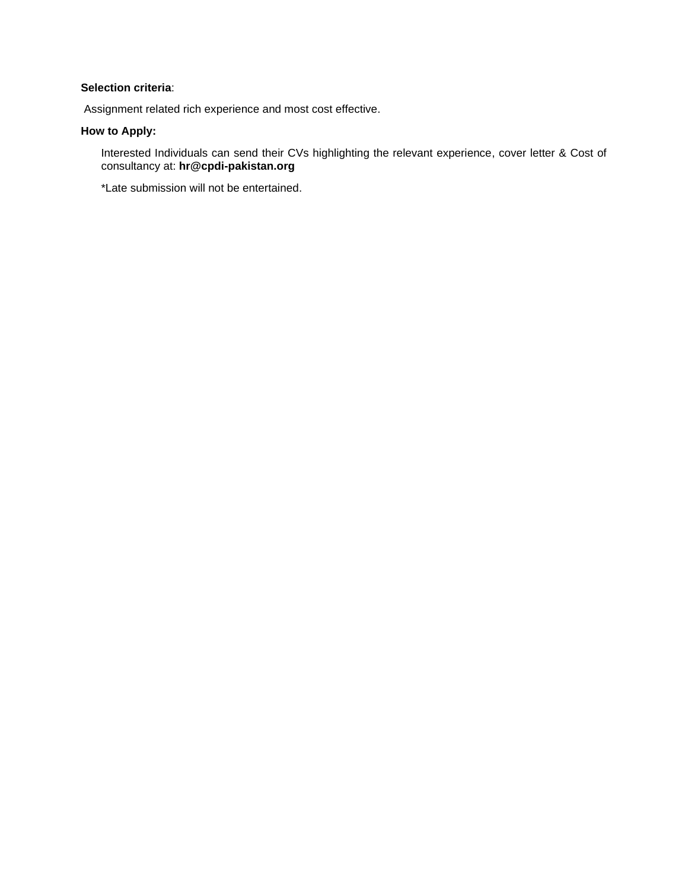**Selection criteria**:

Assignment related rich experience and most cost effective.

**How to Apply:**

Interested Individuals can send their CVs highlighting the relevant experience, cover letter & Cost of consultancy at: **hr@cpdi-pakistan.org**

*Late submission will not be entertained.